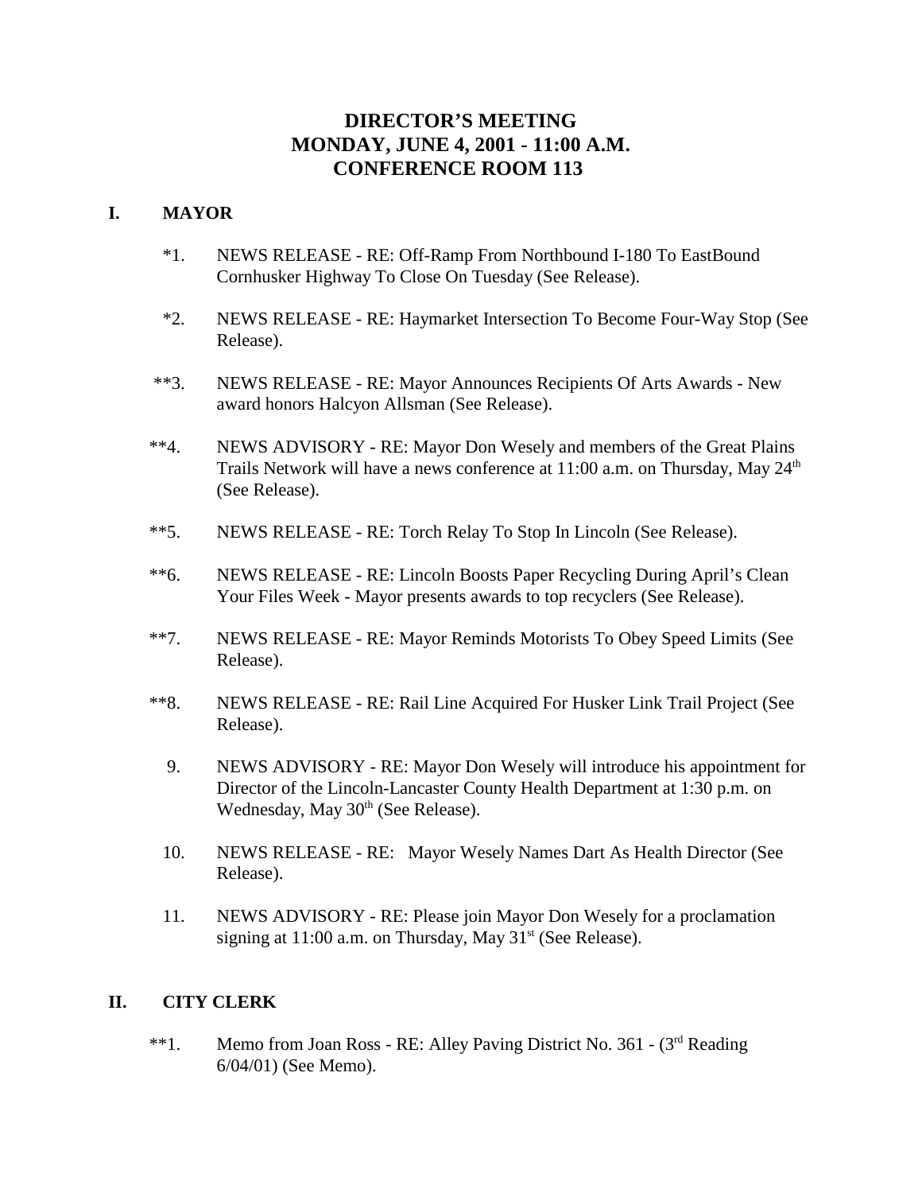# DIRECTOR'S MEETING
# MONDAY, JUNE 4, 2001 - 11:00 A.M.
# CONFERENCE ROOM 113

## I. MAYOR

*1. NEWS RELEASE - RE: Off-Ramp From Northbound I-180 To EastBound Cornhusker Highway To Close On Tuesday (See Release).

*2. NEWS RELEASE - RE: Haymarket Intersection To Become Four-Way Stop (See Release).

**3. NEWS RELEASE - RE: Mayor Announces Recipients Of Arts Awards - New award honors Halcyon Allsman (See Release).

**4. NEWS ADVISORY - RE: Mayor Don Wesely and members of the Great Plains Trails Network will have a news conference at 11:00 a.m. on Thursday, May 24th (See Release).

**5. NEWS RELEASE - RE: Torch Relay To Stop In Lincoln (See Release).

**6. NEWS RELEASE - RE: Lincoln Boosts Paper Recycling During April's Clean Your Files Week - Mayor presents awards to top recyclers (See Release).

**7. NEWS RELEASE - RE: Mayor Reminds Motorists To Obey Speed Limits (See Release).

**8. NEWS RELEASE - RE: Rail Line Acquired For Husker Link Trail Project (See Release).

9. NEWS ADVISORY - RE: Mayor Don Wesely will introduce his appointment for Director of the Lincoln-Lancaster County Health Department at 1:30 p.m. on Wednesday, May 30th (See Release).

10. NEWS RELEASE - RE: Mayor Wesely Names Dart As Health Director (See Release).

11. NEWS ADVISORY - RE: Please join Mayor Don Wesely for a proclamation signing at 11:00 a.m. on Thursday, May 31st (See Release).

## II. CITY CLERK

**1. Memo from Joan Ross - RE: Alley Paving District No. 361 - (3rd Reading 6/04/01) (See Memo).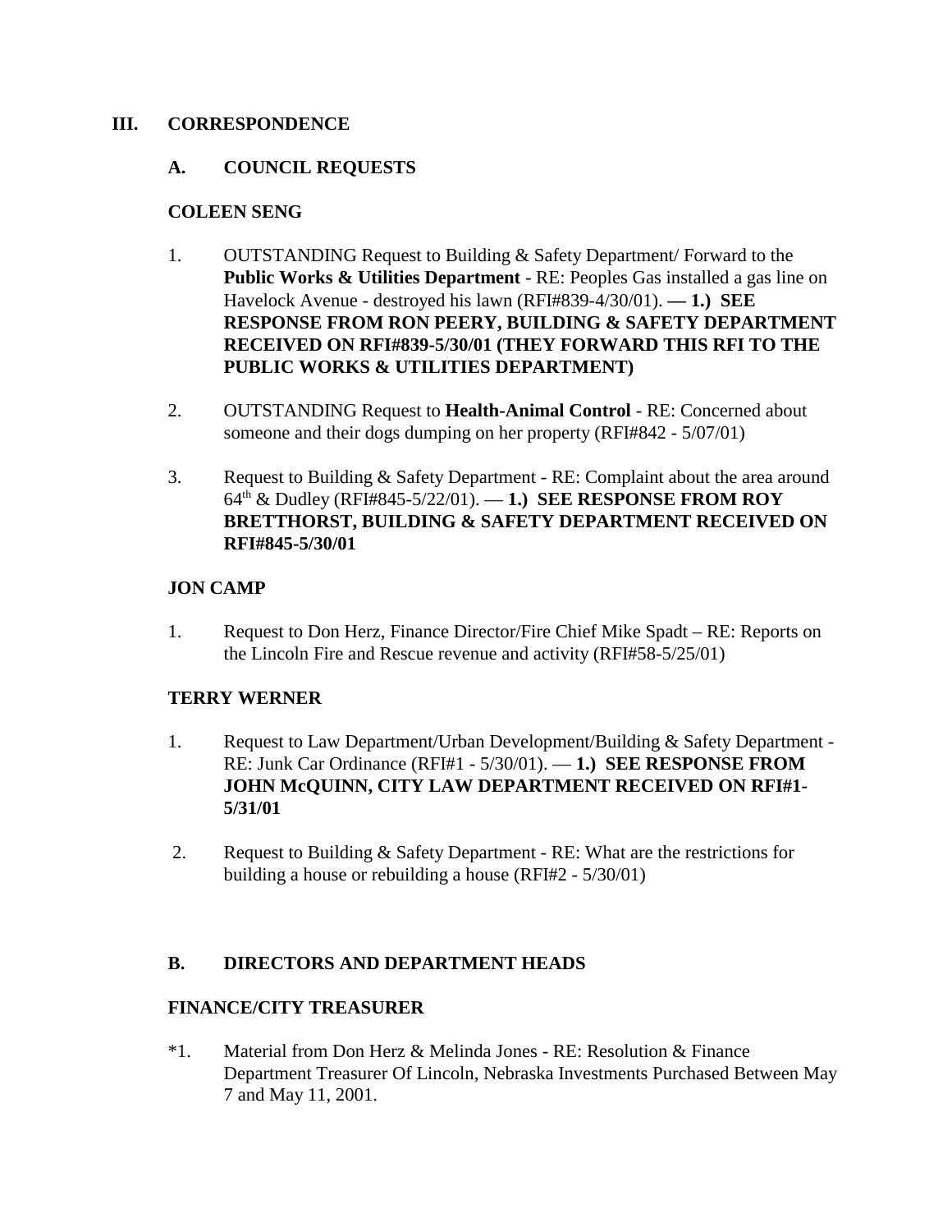## III. CORRESPONDENCE

### A. COUNCIL REQUESTS

**COLEEN SENG**

1. OUTSTANDING Request to Building & Safety Department/ Forward to the **Public Works & Utilities Department** - RE: Peoples Gas installed a gas line on Havelock Avenue - destroyed his lawn (RFI#839-4/30/01). **— 1.) SEE RESPONSE FROM RON PEERY, BUILDING & SAFETY DEPARTMENT RECEIVED ON RFI#839-5/30/01 (THEY FORWARD THIS RFI TO THE PUBLIC WORKS & UTILITIES DEPARTMENT)**

2. OUTSTANDING Request to **Health-Animal Control** - RE: Concerned about someone and their dogs dumping on her property (RFI#842 - 5/07/01)

3. Request to Building & Safety Department - RE: Complaint about the area around 64th & Dudley (RFI#845-5/22/01). — **1.) SEE RESPONSE FROM ROY BRETTHORST, BUILDING & SAFETY DEPARTMENT RECEIVED ON RFI#845-5/30/01**

**JON CAMP**

1. Request to Don Herz, Finance Director/Fire Chief Mike Spadt – RE: Reports on the Lincoln Fire and Rescue revenue and activity (RFI#58-5/25/01)

**TERRY WERNER**

1. Request to Law Department/Urban Development/Building & Safety Department - RE: Junk Car Ordinance (RFI#1 - 5/30/01). — **1.) SEE RESPONSE FROM JOHN McQUINN, CITY LAW DEPARTMENT RECEIVED ON RFI#1-5/31/01**

2. Request to Building & Safety Department - RE: What are the restrictions for building a house or rebuilding a house (RFI#2 - 5/30/01)

### B. DIRECTORS AND DEPARTMENT HEADS

**FINANCE/CITY TREASURER**

*1. Material from Don Herz & Melinda Jones - RE: Resolution & Finance Department Treasurer Of Lincoln, Nebraska Investments Purchased Between May 7 and May 11, 2001.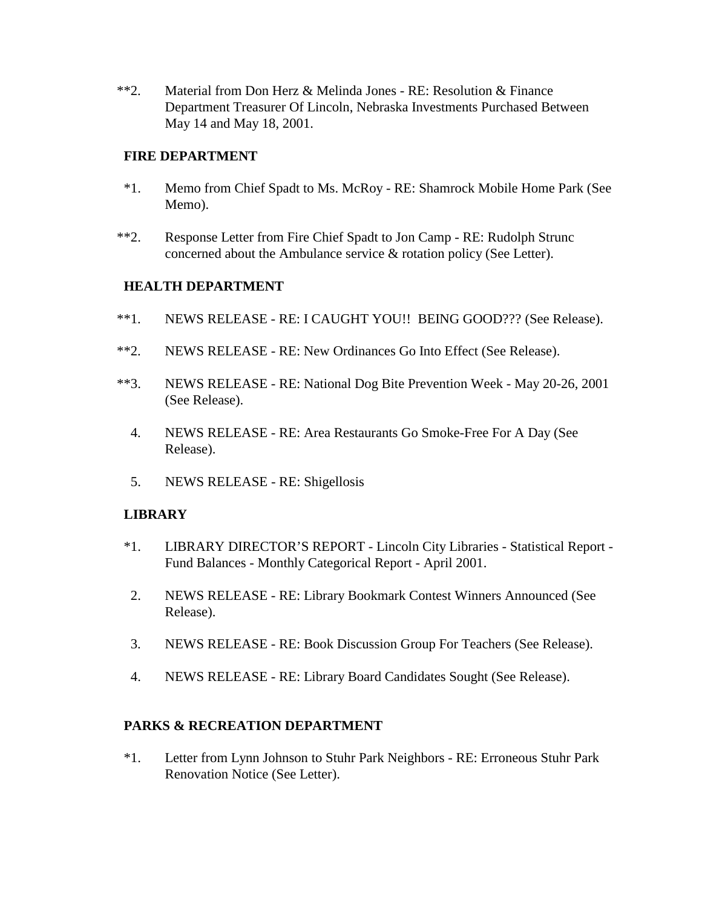**2. Material from Don Herz & Melinda Jones - RE: Resolution & Finance Department Treasurer Of Lincoln, Nebraska Investments Purchased Between May 14 and May 18, 2001.

**FIRE DEPARTMENT**

*1. Memo from Chief Spadt to Ms. McRoy - RE: Shamrock Mobile Home Park (See Memo).

**2. Response Letter from Fire Chief Spadt to Jon Camp - RE: Rudolph Strunc concerned about the Ambulance service & rotation policy (See Letter).

**HEALTH DEPARTMENT**

**1. NEWS RELEASE - RE: I CAUGHT YOU!! BEING GOOD??? (See Release).

**2. NEWS RELEASE - RE: New Ordinances Go Into Effect (See Release).

**3. NEWS RELEASE - RE: National Dog Bite Prevention Week - May 20-26, 2001 (See Release).

4. NEWS RELEASE - RE: Area Restaurants Go Smoke-Free For A Day (See Release).

5. NEWS RELEASE - RE: Shigellosis

**LIBRARY**

*1. LIBRARY DIRECTOR'S REPORT - Lincoln City Libraries - Statistical Report - Fund Balances - Monthly Categorical Report - April 2001.

2. NEWS RELEASE - RE: Library Bookmark Contest Winners Announced (See Release).

3. NEWS RELEASE - RE: Book Discussion Group For Teachers (See Release).

4. NEWS RELEASE - RE: Library Board Candidates Sought (See Release).

**PARKS & RECREATION DEPARTMENT**

*1. Letter from Lynn Johnson to Stuhr Park Neighbors - RE: Erroneous Stuhr Park Renovation Notice (See Letter).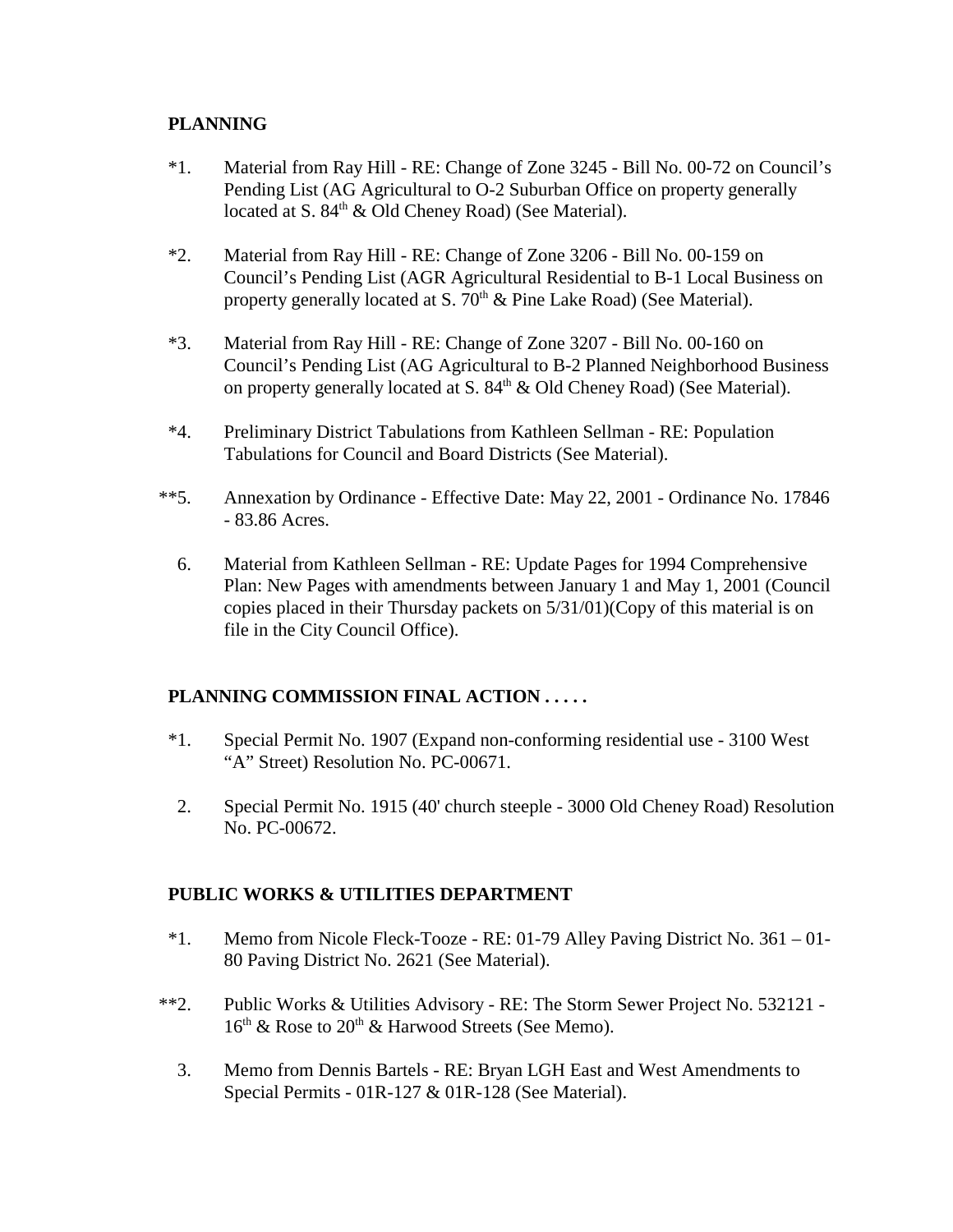**PLANNING**

*1. Material from Ray Hill - RE: Change of Zone 3245 - Bill No. 00-72 on Council's Pending List (AG Agricultural to O-2 Suburban Office on property generally located at S. 84th & Old Cheney Road) (See Material).

*2. Material from Ray Hill - RE: Change of Zone 3206 - Bill No. 00-159 on Council's Pending List (AGR Agricultural Residential to B-1 Local Business on property generally located at S. 70th & Pine Lake Road) (See Material).

*3. Material from Ray Hill - RE: Change of Zone 3207 - Bill No. 00-160 on Council's Pending List (AG Agricultural to B-2 Planned Neighborhood Business on property generally located at S. 84th & Old Cheney Road) (See Material).

*4. Preliminary District Tabulations from Kathleen Sellman - RE: Population Tabulations for Council and Board Districts (See Material).

**5. Annexation by Ordinance - Effective Date: May 22, 2001 - Ordinance No. 17846 - 83.86 Acres.

6. Material from Kathleen Sellman - RE: Update Pages for 1994 Comprehensive Plan: New Pages with amendments between January 1 and May 1, 2001 (Council copies placed in their Thursday packets on 5/31/01)(Copy of this material is on file in the City Council Office).

**PLANNING COMMISSION FINAL ACTION . . . . .**

*1. Special Permit No. 1907 (Expand non-conforming residential use - 3100 West "A" Street) Resolution No. PC-00671.

2. Special Permit No. 1915 (40' church steeple - 3000 Old Cheney Road) Resolution No. PC-00672.

**PUBLIC WORKS & UTILITIES DEPARTMENT**

*1. Memo from Nicole Fleck-Tooze - RE: 01-79 Alley Paving District No. 361 – 01-80 Paving District No. 2621 (See Material).

**2. Public Works & Utilities Advisory - RE: The Storm Sewer Project No. 532121 - 16th & Rose to 20th & Harwood Streets (See Memo).

3. Memo from Dennis Bartels - RE: Bryan LGH East and West Amendments to Special Permits - 01R-127 & 01R-128 (See Material).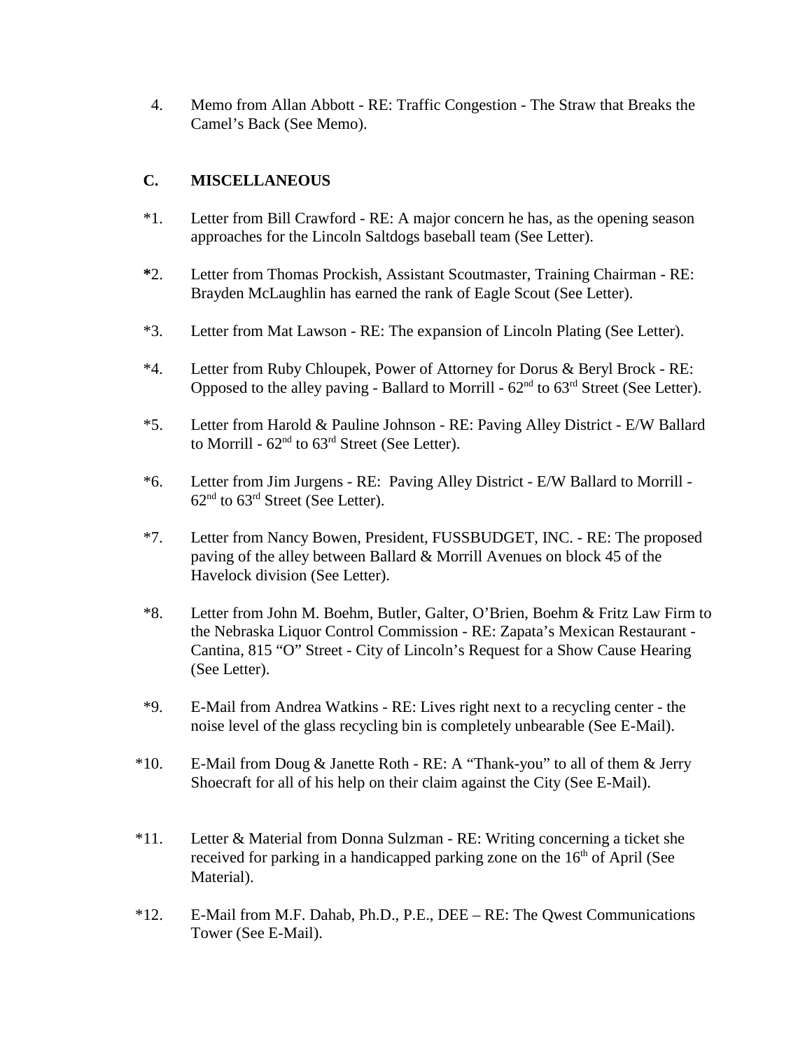4. Memo from Allan Abbott - RE: Traffic Congestion - The Straw that Breaks the Camel's Back (See Memo).

## C. MISCELLANEOUS

*1. Letter from Bill Crawford - RE: A major concern he has, as the opening season approaches for the Lincoln Saltdogs baseball team (See Letter).

*2. Letter from Thomas Prockish, Assistant Scoutmaster, Training Chairman - RE: Brayden McLaughlin has earned the rank of Eagle Scout (See Letter).

*3. Letter from Mat Lawson - RE: The expansion of Lincoln Plating (See Letter).

*4. Letter from Ruby Chloupek, Power of Attorney for Dorus & Beryl Brock - RE: Opposed to the alley paving - Ballard to Morrill - 62nd to 63rd Street (See Letter).

*5. Letter from Harold & Pauline Johnson - RE: Paving Alley District - E/W Ballard to Morrill - 62nd to 63rd Street (See Letter).

*6. Letter from Jim Jurgens - RE: Paving Alley District - E/W Ballard to Morrill - 62nd to 63rd Street (See Letter).

*7. Letter from Nancy Bowen, President, FUSSBUDGET, INC. - RE: The proposed paving of the alley between Ballard & Morrill Avenues on block 45 of the Havelock division (See Letter).

*8. Letter from John M. Boehm, Butler, Galter, O'Brien, Boehm & Fritz Law Firm to the Nebraska Liquor Control Commission - RE: Zapata's Mexican Restaurant - Cantina, 815 "O" Street - City of Lincoln's Request for a Show Cause Hearing (See Letter).

*9. E-Mail from Andrea Watkins - RE: Lives right next to a recycling center - the noise level of the glass recycling bin is completely unbearable (See E-Mail).

*10. E-Mail from Doug & Janette Roth - RE: A "Thank-you" to all of them & Jerry Shoecraft for all of his help on their claim against the City (See E-Mail).

*11. Letter & Material from Donna Sulzman - RE: Writing concerning a ticket she received for parking in a handicapped parking zone on the 16th of April (See Material).

*12. E-Mail from M.F. Dahab, Ph.D., P.E., DEE – RE: The Qwest Communications Tower (See E-Mail).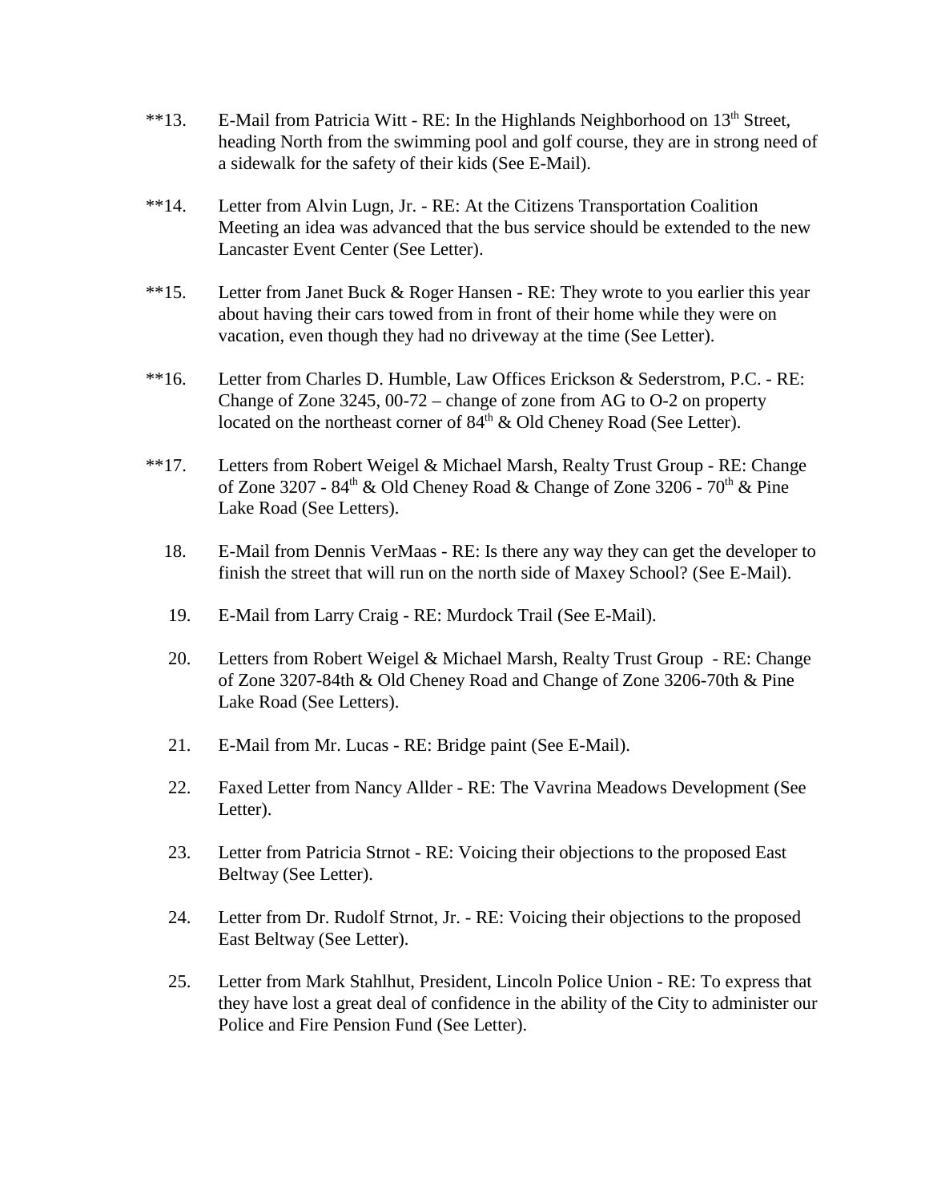**13. E-Mail from Patricia Witt - RE: In the Highlands Neighborhood on 13th Street, heading North from the swimming pool and golf course, they are in strong need of a sidewalk for the safety of their kids (See E-Mail).

**14. Letter from Alvin Lugn, Jr. - RE: At the Citizens Transportation Coalition Meeting an idea was advanced that the bus service should be extended to the new Lancaster Event Center (See Letter).

**15. Letter from Janet Buck & Roger Hansen - RE: They wrote to you earlier this year about having their cars towed from in front of their home while they were on vacation, even though they had no driveway at the time (See Letter).

**16. Letter from Charles D. Humble, Law Offices Erickson & Sederstrom, P.C. - RE: Change of Zone 3245, 00-72 – change of zone from AG to O-2 on property located on the northeast corner of 84th & Old Cheney Road (See Letter).

**17. Letters from Robert Weigel & Michael Marsh, Realty Trust Group - RE: Change of Zone 3207 - 84th & Old Cheney Road & Change of Zone 3206 - 70th & Pine Lake Road (See Letters).

18. E-Mail from Dennis VerMaas - RE: Is there any way they can get the developer to finish the street that will run on the north side of Maxey School? (See E-Mail).

19. E-Mail from Larry Craig - RE: Murdock Trail (See E-Mail).

20. Letters from Robert Weigel & Michael Marsh, Realty Trust Group - RE: Change of Zone 3207-84th & Old Cheney Road and Change of Zone 3206-70th & Pine Lake Road (See Letters).

21. E-Mail from Mr. Lucas - RE: Bridge paint (See E-Mail).

22. Faxed Letter from Nancy Allder - RE: The Vavrina Meadows Development (See Letter).

23. Letter from Patricia Strnot - RE: Voicing their objections to the proposed East Beltway (See Letter).

24. Letter from Dr. Rudolf Strnot, Jr. - RE: Voicing their objections to the proposed East Beltway (See Letter).

25. Letter from Mark Stahlhut, President, Lincoln Police Union - RE: To express that they have lost a great deal of confidence in the ability of the City to administer our Police and Fire Pension Fund (See Letter).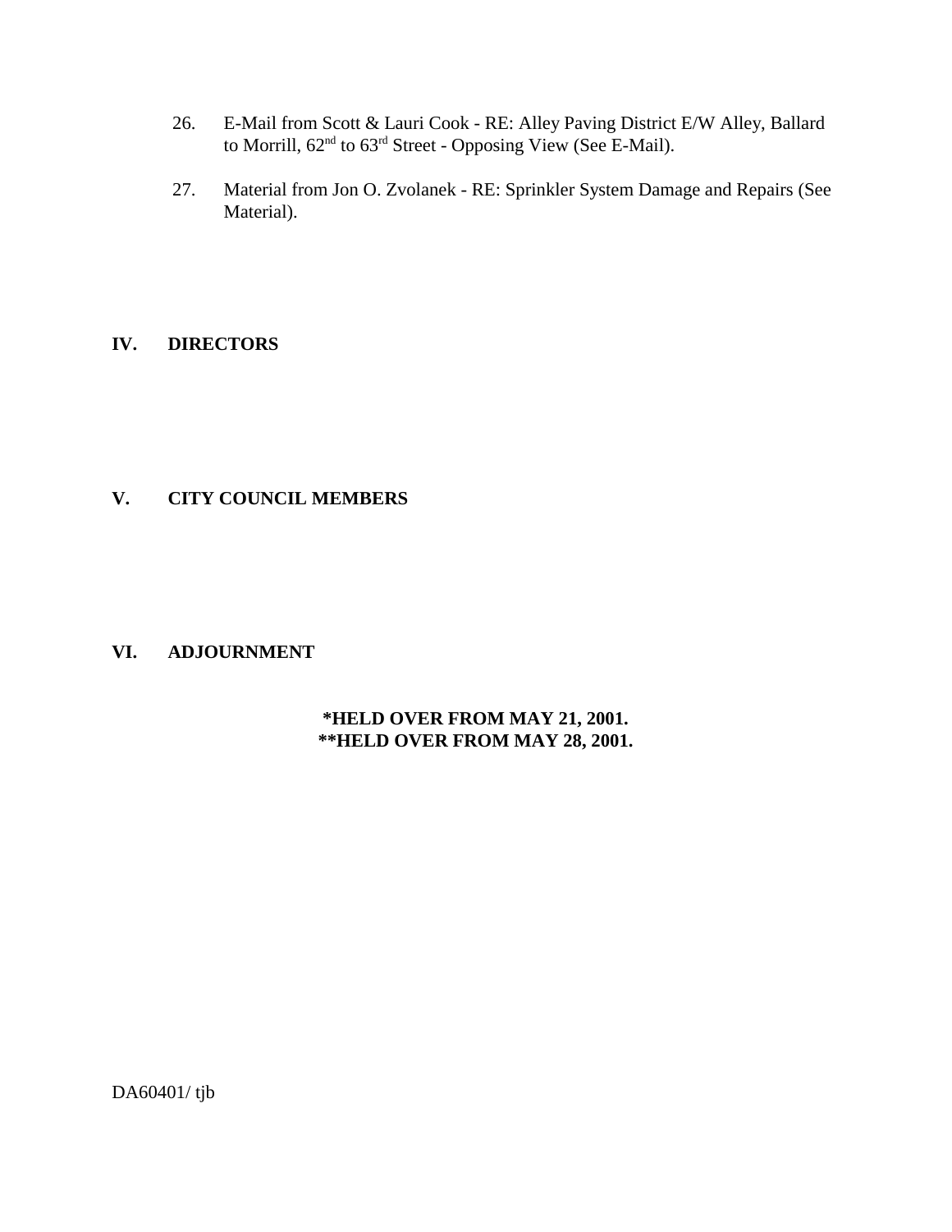26. E-Mail from Scott & Lauri Cook - RE: Alley Paving District E/W Alley, Ballard to Morrill, 62nd to 63rd Street - Opposing View (See E-Mail).

27. Material from Jon O. Zvolanek - RE: Sprinkler System Damage and Repairs (See Material).

## IV. DIRECTORS

## V. CITY COUNCIL MEMBERS

## VI. ADJOURNMENT

**\*HELD OVER FROM MAY 21, 2001.**
**\*\*HELD OVER FROM MAY 28, 2001.**

DA60401/ tjb